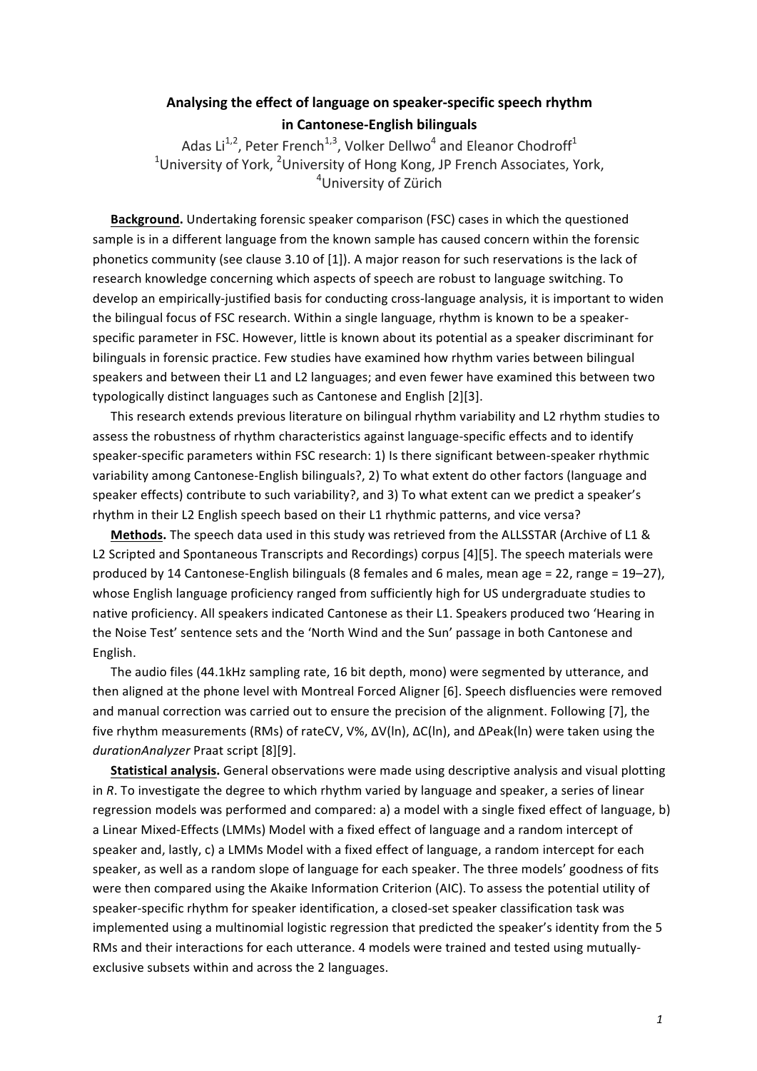# Analysing the effect of language on speaker-specific speech rhythm in Cantonese-English bilinguals

Adas Li[1,2], Peter French[1,3], Volker Dellwo[4] and Eleanor Chodroff[1]

[1]University of York, [2]University of Hong Kong, JP French Associates, York, [4]University of Zürich

**Background.** Undertaking forensic speaker comparison (FSC) cases in which the questioned sample is in a different language from the known sample has caused concern within the forensic phonetics community (see clause 3.10 of [1]). A major reason for such reservations is the lack of research knowledge concerning which aspects of speech are robust to language switching. To develop an empirically-justified basis for conducting cross-language analysis, it is important to widen the bilingual focus of FSC research. Within a single language, rhythm is known to be a speaker-specific parameter in FSC. However, little is known about its potential as a speaker discriminant for bilinguals in forensic practice. Few studies have examined how rhythm varies between bilingual speakers and between their L1 and L2 languages; and even fewer have examined this between two typologically distinct languages such as Cantonese and English [2][3].

This research extends previous literature on bilingual rhythm variability and L2 rhythm studies to assess the robustness of rhythm characteristics against language-specific effects and to identify speaker-specific parameters within FSC research: 1) Is there significant between-speaker rhythmic variability among Cantonese-English bilinguals?, 2) To what extent do other factors (language and speaker effects) contribute to such variability?, and 3) To what extent can we predict a speaker's rhythm in their L2 English speech based on their L1 rhythmic patterns, and vice versa?

**Methods.** The speech data used in this study was retrieved from the ALLSSTAR (Archive of L1 & L2 Scripted and Spontaneous Transcripts and Recordings) corpus [4][5]. The speech materials were produced by 14 Cantonese-English bilinguals (8 females and 6 males, mean age = 22, range = 19–27), whose English language proficiency ranged from sufficiently high for US undergraduate studies to native proficiency. All speakers indicated Cantonese as their L1. Speakers produced two 'Hearing in the Noise Test' sentence sets and the 'North Wind and the Sun' passage in both Cantonese and English.

The audio files (44.1kHz sampling rate, 16 bit depth, mono) were segmented by utterance, and then aligned at the phone level with Montreal Forced Aligner [6]. Speech disfluencies were removed and manual correction was carried out to ensure the precision of the alignment. Following [7], the five rhythm measurements (RMs) of rateCV, V%, ΔV(ln), ΔC(ln), and ΔPeak(ln) were taken using the *durationAnalyzer* Praat script [8][9].

**Statistical analysis.** General observations were made using descriptive analysis and visual plotting in *R*. To investigate the degree to which rhythm varied by language and speaker, a series of linear regression models was performed and compared: a) a model with a single fixed effect of language, b) a Linear Mixed-Effects (LMMs) Model with a fixed effect of language and a random intercept of speaker and, lastly, c) a LMMs Model with a fixed effect of language, a random intercept for each speaker, as well as a random slope of language for each speaker. The three models' goodness of fits were then compared using the Akaike Information Criterion (AIC). To assess the potential utility of speaker-specific rhythm for speaker identification, a closed-set speaker classification task was implemented using a multinomial logistic regression that predicted the speaker's identity from the 5 RMs and their interactions for each utterance. 4 models were trained and tested using mutually-exclusive subsets within and across the 2 languages.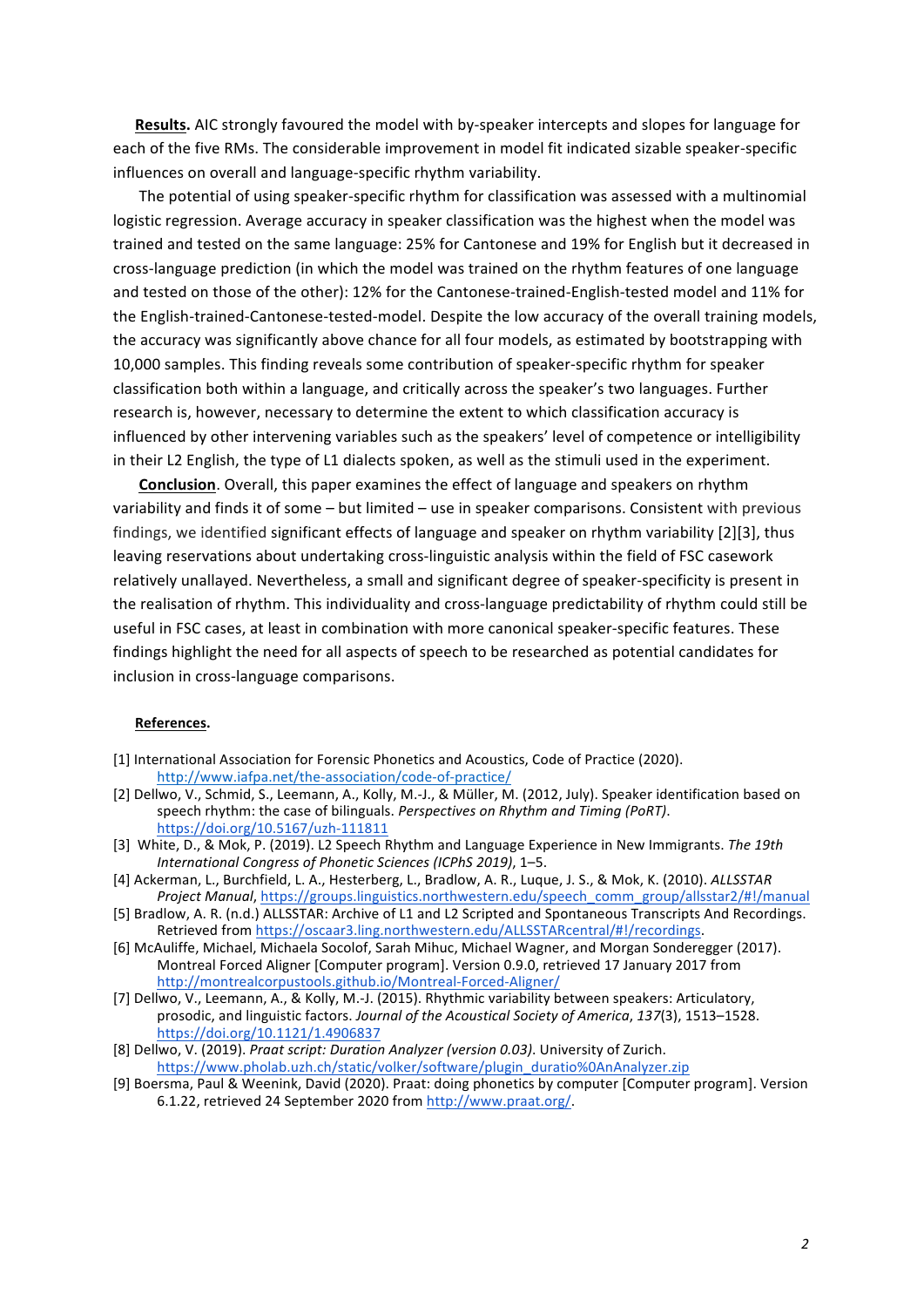**Results.** AIC strongly favoured the model with by-speaker intercepts and slopes for language for each of the five RMs. The considerable improvement in model fit indicated sizable speaker-specific influences on overall and language-specific rhythm variability.

The potential of using speaker-specific rhythm for classification was assessed with a multinomial logistic regression. Average accuracy in speaker classification was the highest when the model was trained and tested on the same language: 25% for Cantonese and 19% for English but it decreased in cross-language prediction (in which the model was trained on the rhythm features of one language and tested on those of the other): 12% for the Cantonese-trained-English-tested model and 11% for the English-trained-Cantonese-tested-model. Despite the low accuracy of the overall training models, the accuracy was significantly above chance for all four models, as estimated by bootstrapping with 10,000 samples. This finding reveals some contribution of speaker-specific rhythm for speaker classification both within a language, and critically across the speaker's two languages. Further research is, however, necessary to determine the extent to which classification accuracy is influenced by other intervening variables such as the speakers' level of competence or intelligibility in their L2 English, the type of L1 dialects spoken, as well as the stimuli used in the experiment.

**Conclusion**. Overall, this paper examines the effect of language and speakers on rhythm variability and finds it of some – but limited – use in speaker comparisons. Consistent with previous findings, we identified significant effects of language and speaker on rhythm variability [2][3], thus leaving reservations about undertaking cross-linguistic analysis within the field of FSC casework relatively unallayed. Nevertheless, a small and significant degree of speaker-specificity is present in the realisation of rhythm. This individuality and cross-language predictability of rhythm could still be useful in FSC cases, at least in combination with more canonical speaker-specific features. These findings highlight the need for all aspects of speech to be researched as potential candidates for inclusion in cross-language comparisons.

**References.**

[1] International Association for Forensic Phonetics and Acoustics, Code of Practice (2020). http://www.iafpa.net/the-association/code-of-practice/

[2] Dellwo, V., Schmid, S., Leemann, A., Kolly, M.-J., & Müller, M. (2012, July). Speaker identification based on speech rhythm: the case of bilinguals. *Perspectives on Rhythm and Timing (PoRT)*. https://doi.org/10.5167/uzh-111811

[3] White, D., & Mok, P. (2019). L2 Speech Rhythm and Language Experience in New Immigrants. *The 19th International Congress of Phonetic Sciences (ICPhS 2019)*, 1–5.

[4] Ackerman, L., Burchfield, L. A., Hesterberg, L., Bradlow, A. R., Luque, J. S., & Mok, K. (2010). *ALLSSTAR Project Manual*, https://groups.linguistics.northwestern.edu/speech_comm_group/allsstar2/#!/manual

[5] Bradlow, A. R. (n.d.) ALLSSTAR: Archive of L1 and L2 Scripted and Spontaneous Transcripts And Recordings. Retrieved from https://oscaar3.ling.northwestern.edu/ALLSSTARcentral/#!/recordings.

[6] McAuliffe, Michael, Michaela Socolof, Sarah Mihuc, Michael Wagner, and Morgan Sonderegger (2017). Montreal Forced Aligner [Computer program]. Version 0.9.0, retrieved 17 January 2017 from http://montrealcorpustools.github.io/Montreal-Forced-Aligner/

[7] Dellwo, V., Leemann, A., & Kolly, M.-J. (2015). Rhythmic variability between speakers: Articulatory, prosodic, and linguistic factors. *Journal of the Acoustical Society of America*, *137*(3), 1513–1528. https://doi.org/10.1121/1.4906837

[8] Dellwo, V. (2019). *Praat script: Duration Analyzer (version 0.03)*. University of Zurich. https://www.pholab.uzh.ch/static/volker/software/plugin_duratio%0AnAnalyzer.zip

[9] Boersma, Paul & Weenink, David (2020). Praat: doing phonetics by computer [Computer program]. Version 6.1.22, retrieved 24 September 2020 from http://www.praat.org/.